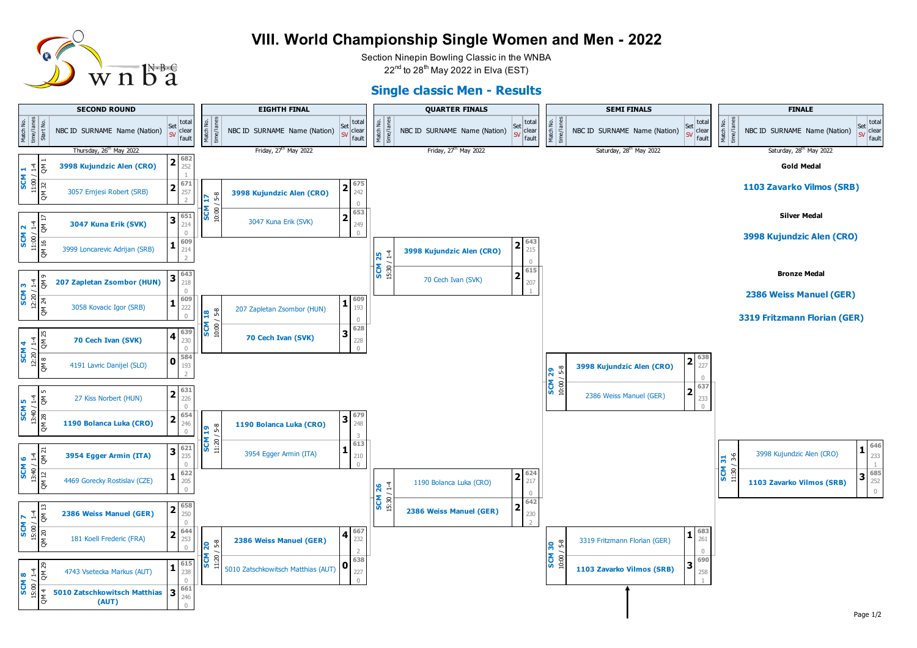# VIII. World Championship Single Women and Men - 2022

Section Ninepin Bowling Classic in the WNBA
22nd to 28th May 2022 in Elva (EST)

## Single classic Men - Results

### SECOND ROUND

Thursday, 26th May 2022

| Match No. | time/lanes | Start No. | NBC ID SURNAME Name (Nation) | Set SV | total | clear | fault |
|---|---|---|---|---|---|---|---|
| SCM 1 | 11:00 / 1-4 | QM 1 | **3998 Kujundzic Alen (CRO)** | 2 | 682 | 252 | 1 |
| | | QM 32 | 3057 Ernjesi Robert (SRB) | 2 | 671 | 257 | 2 |
| SCM 2 | 11:00 / 1-4 | QM 17 | **3047 Kuna Erik (SVK)** | 3 | 651 | 214 | 0 |
| | | QM 16 | 3999 Loncarevic Adrijan (SRB) | 1 | 609 | 214 | 2 |
| SCM 3 | 12:20 / 1-4 | QM 9 | **207 Zapletan Zsombor (HUN)** | 3 | 643 | 218 | 0 |
| | | QM 24 | 3058 Kovacic Igor (SRB) | 1 | 609 | 222 | 0 |
| SCM 4 | 12:20 / 1-4 | QM 25 | **70 Cech Ivan (SVK)** | 4 | 639 | 230 | 0 |
| | | QM 8 | 4191 Lavric Danijel (SLO) | 0 | 584 | 193 | 2 |
| SCM 5 | 13:40 / 1-4 | QM 5 | 27 Kiss Norbert (HUN) | 2 | 631 | 226 | 0 |
| | | QM 28 | **1190 Bolanca Luka (CRO)** | 2 | 654 | 246 | 0 |
| SCM 6 | 13:40 / 1-4 | QM 21 | **3954 Egger Armin (ITA)** | 3 | 621 | 235 | 0 |
| | | QM 12 | 4469 Gorecky Rostislav (CZE) | 1 | 622 | 205 | 0 |
| SCM 7 | 15:00 / 1-4 | QM 13 | **2386 Weiss Manuel (GER)** | 2 | 658 | 250 | 0 |
| | | QM 20 | 181 Koell Frederic (FRA) | 2 | 644 | 253 | 0 |
| SCM 8 | 15:00 / 1-4 | QM 29 | 4743 Vsetecka Markus (AUT) | 1 | 615 | 238 | 0 |
| | | QM 4 | **5010 Zatschkowitsch Matthias (AUT)** | 3 | 661 | 246 | 0 |

### EIGHTH FINAL

Friday, 27th May 2022

| Match No. | time/lanes | NBC ID SURNAME Name (Nation) | Set SV | total | clear | fault |
|---|---|---|---|---|---|---|
| SCM 17 | 10:00 / 5-8 | **3998 Kujundzic Alen (CRO)** | 2 | 675 | 242 | 0 |
| | | 3047 Kuna Erik (SVK) | 2 | 653 | 249 | 0 |
| SCM 18 | 10:00 / 5-8 | 207 Zapletan Zsombor (HUN) | 1 | 609 | 193 | 0 |
| | | **70 Cech Ivan (SVK)** | 3 | 628 | 228 | 0 |
| SCM 19 | 11:20 / 5-8 | **1190 Bolanca Luka (CRO)** | 3 | 679 | 248 | 3 |
| | | 3954 Egger Armin (ITA) | 1 | 613 | 210 | 0 |
| SCM 20 | 11:20 / 5-8 | **2386 Weiss Manuel (GER)** | 4 | 667 | 232 | 2 |
| | | 5010 Zatschkowitsch Matthias (AUT) | 0 | 638 | 227 | 0 |

### QUARTER FINALS

Friday, 27th May 2022

| Match No. | time/lanes | NBC ID SURNAME Name (Nation) | Set SV | total | clear | fault |
|---|---|---|---|---|---|---|
| SCM 25 | 15:30 / 1-4 | **3998 Kujundzic Alen (CRO)** | 2 | 643 | 215 | 0 |
| | | 70 Cech Ivan (SVK) | 2 | 615 | 207 | 1 |
| SCM 26 | 15:30 / 1-4 | 1190 Bolanca Luka (CRO) | 2 | 624 | 217 | 0 |
| | | **2386 Weiss Manuel (GER)** | 2 | 642 | 230 | 2 |

### SEMI FINALS

Saturday, 28th May 2022

| Match No. | time/lanes | NBC ID SURNAME Name (Nation) | Set SV | total | clear | fault |
|---|---|---|---|---|---|---|
| SCM 29 | 10:00 / 5-8 | **3998 Kujundzic Alen (CRO)** | 2 | 638 | 227 | 0 |
| | | 2386 Weiss Manuel (GER) | 2 | 637 | 233 | 0 |
| SCM 30 | 10:00 / 5-8 | 3319 Fritzmann Florian (GER) | 1 | 683 | 261 | 0 |
| | | **1103 Zavarko Vilmos (SRB)** | 3 | 690 | 258 | 1 |

### FINALE

Saturday, 28th May 2022

| Match No. | time/lanes | NBC ID SURNAME Name (Nation) | Set SV | total | clear | fault |
|---|---|---|---|---|---|---|
| SCM 31 | 11:30 / 3-6 | 3998 Kujundzic Alen (CRO) | 1 | 646 | 233 | 1 |
| | | **1103 Zavarko Vilmos (SRB)** | 3 | 685 | 252 | 0 |

**Gold Medal**

1103 Zavarko Vilmos (SRB)

**Silver Medal**

3998 Kujundzic Alen (CRO)

**Bronze Medal**

2386 Weiss Manuel (GER)

3319 Fritzmann Florian (GER)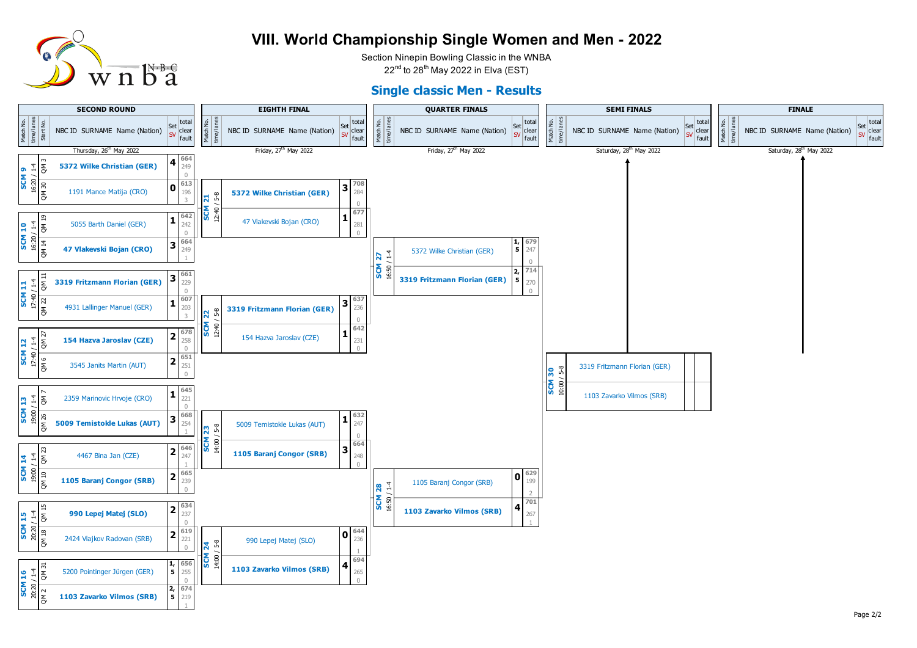# VIII. World Championship Single Women and Men - 2022

Section Ninepin Bowling Classic in the WNBA

22nd to 28th May 2022 in Elva (EST)

## Single classic Men - Results

### SECOND ROUND

Thursday, 26th May 2022

| Match No. | time/lanes | Start No. | NBC ID SURNAME Name (Nation) | Set SV | total | clear | fault |
|---|---|---|---|---|---|---|---|
| SCM 9 | 16:20 / 1-4 | QM 3 | **5372 Wilke Christian (GER)** | 4 | 664 | 249 | 0 |
| | | QM 30 | 1191 Mance Matija (CRO) | 0 | 613 | 196 | 3 |
| SCM 10 | 16:20 / 1-4 | QM 19 | 5055 Barth Daniel (GER) | 1 | 642 | 242 | 0 |
| | | QM 14 | **47 Vlakevski Bojan (CRO)** | 3 | 664 | 249 | 1 |
| SCM 11 | 17:40 / 1-4 | QM 11 | **3319 Fritzmann Florian (GER)** | 3 | 661 | 229 | 0 |
| | | QM 22 | 4931 Lallinger Manuel (GER) | 1 | 607 | 203 | 3 |
| SCM 12 | 17:40 / 1-4 | QM 27 | **154 Hazva Jaroslav (CZE)** | 2 | 678 | 258 | 0 |
| | | QM 6 | 3545 Janits Martin (AUT) | 2 | 651 | 251 | 0 |
| SCM 13 | 19:00 / 1-4 | QM 7 | 2359 Marinovic Hrvoje (CRO) | 1 | 645 | 221 | 0 |
| | | QM 26 | **5009 Temistokle Lukas (AUT)** | 3 | 668 | 254 | 1 |
| SCM 14 | 19:00 / 1-4 | QM 23 | 4467 Bina Jan (CZE) | 2 | 646 | 247 | 1 |
| | | QM 10 | **1105 Baranj Congor (SRB)** | 2 | 665 | 239 | 0 |
| SCM 15 | 20:20 / 1-4 | QM 15 | **990 Lepej Matej (SLO)** | 2 | 634 | 237 | 0 |
| | | QM 18 | 2424 Vlajkov Radovan (SRB) | 2 | 619 | 221 | 0 |
| SCM 16 | 20:20 / 1-4 | QM 31 | 5200 Pointinger Jürgen (GER) | 1,5 | 656 | 255 | 0 |
| | | QM 2 | **1103 Zavarko Vilmos (SRB)** | 2,5 | 674 | 219 | 1 |

### EIGHTH FINAL

Friday, 27th May 2022

| Match No. | time/lanes | NBC ID SURNAME Name (Nation) | Set SV | total | clear | fault |
|---|---|---|---|---|---|---|
| SCM 21 | 12:40 / 5-8 | **5372 Wilke Christian (GER)** | 3 | 708 | 284 | 0 |
| | | 47 Vlakevski Bojan (CRO) | 1 | 677 | 281 | 0 |
| SCM 22 | 12:40 / 5-8 | **3319 Fritzmann Florian (GER)** | 3 | 637 | 236 | 0 |
| | | 154 Hazva Jaroslav (CZE) | 1 | 642 | 231 | 0 |
| SCM 23 | 14:00 / 5-8 | 5009 Temistokle Lukas (AUT) | 1 | 632 | 247 | 0 |
| | | **1105 Baranj Congor (SRB)** | 3 | 664 | 248 | 0 |
| SCM 24 | 14:00 / 5-8 | 990 Lepej Matej (SLO) | 0 | 644 | 236 | 1 |
| | | **1103 Zavarko Vilmos (SRB)** | 4 | 694 | 265 | 0 |

### QUARTER FINALS

Friday, 27th May 2022

| Match No. | time/lanes | NBC ID SURNAME Name (Nation) | Set SV | total | clear | fault |
|---|---|---|---|---|---|---|
| SCM 27 | 16:50 / 1-4 | 5372 Wilke Christian (GER) | 1,5 | 679 | 247 | 0 |
| | | **3319 Fritzmann Florian (GER)** | 2,5 | 714 | 270 | 0 |
| SCM 28 | 16:50 / 1-4 | 1105 Baranj Congor (SRB) | 0 | 629 | 199 | 2 |
| | | **1103 Zavarko Vilmos (SRB)** | 4 | 701 | 267 | 1 |

### SEMI FINALS

Saturday, 28th May 2022

| Match No. | time/lanes | NBC ID SURNAME Name (Nation) | Set SV | total | clear | fault |
|---|---|---|---|---|---|---|
| SCM 30 | 10:00 / 5-8 | 3319 Fritzmann Florian (GER) | | | | |
| | | 1103 Zavarko Vilmos (SRB) | | | | |

### FINALE

Saturday, 28th May 2022

| Match No. | time/lanes | NBC ID SURNAME Name (Nation) | Set SV | total | clear | fault |
|---|---|---|---|---|---|---|